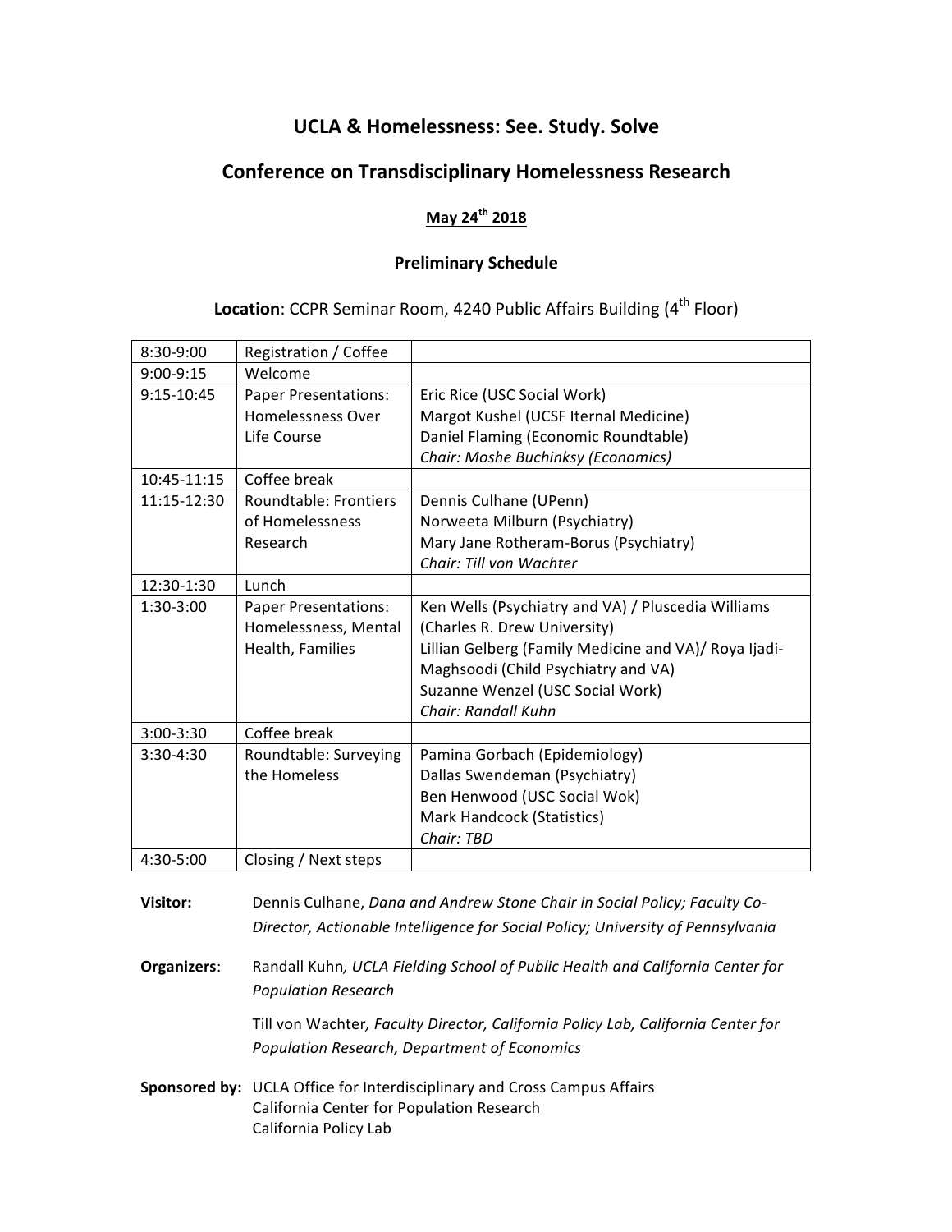# UCLA & Homelessness: See. Study. Solve

## Conference on Transdisciplinary Homelessness Research

**May 24th 2018**

**Preliminary Schedule**

**Location**: CCPR Seminar Room, 4240 Public Affairs Building (4th Floor)

| | | |
|---|---|---|
| 8:30-9:00 | Registration / Coffee | |
| 9:00-9:15 | Welcome | |
| 9:15-10:45 | Paper Presentations: Homelessness Over Life Course | Eric Rice (USC Social Work)<br>Margot Kushel (UCSF Iternal Medicine)<br>Daniel Flaming (Economic Roundtable)<br>*Chair: Moshe Buchinksy (Economics)* |
| 10:45-11:15 | Coffee break | |
| 11:15-12:30 | Roundtable: Frontiers of Homelessness Research | Dennis Culhane (UPenn)<br>Norweeta Milburn (Psychiatry)<br>Mary Jane Rotheram-Borus (Psychiatry)<br>*Chair: Till von Wachter* |
| 12:30-1:30 | Lunch | |
| 1:30-3:00 | Paper Presentations: Homelessness, Mental Health, Families | Ken Wells (Psychiatry and VA) / Pluscedia Williams (Charles R. Drew University)<br>Lillian Gelberg (Family Medicine and VA)/ Roya Ijadi-Maghsoodi (Child Psychiatry and VA)<br>Suzanne Wenzel (USC Social Work)<br>*Chair: Randall Kuhn* |
| 3:00-3:30 | Coffee break | |
| 3:30-4:30 | Roundtable: Surveying the Homeless | Pamina Gorbach (Epidemiology)<br>Dallas Swendeman (Psychiatry)<br>Ben Henwood (USC Social Wok)<br>Mark Handcock (Statistics)<br>*Chair: TBD* |
| 4:30-5:00 | Closing / Next steps | |

**Visitor:** Dennis Culhane, *Dana and Andrew Stone Chair in Social Policy; Faculty Co-Director, Actionable Intelligence for Social Policy; University of Pennsylvania*

**Organizers**: Randall Kuhn*, UCLA Fielding School of Public Health and California Center for Population Research*

Till von Wachter*, Faculty Director, California Policy Lab, California Center for Population Research, Department of Economics*

**Sponsored by:** UCLA Office for Interdisciplinary and Cross Campus Affairs
California Center for Population Research
California Policy Lab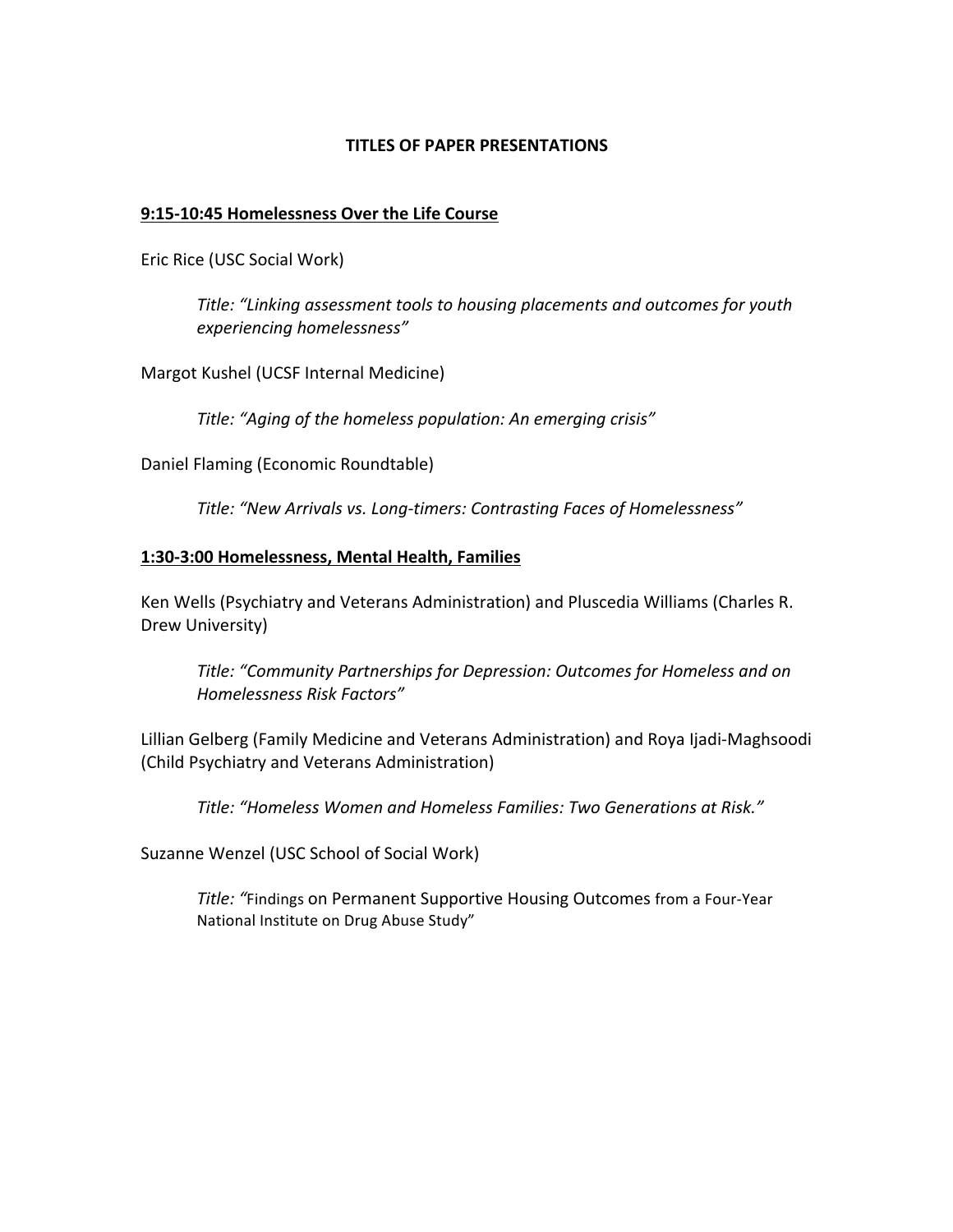## TITLES OF PAPER PRESENTATIONS

### 9:15-10:45 Homelessness Over the Life Course

Eric Rice (USC Social Work)

> *Title: "Linking assessment tools to housing placements and outcomes for youth experiencing homelessness"*

Margot Kushel (UCSF Internal Medicine)

> *Title: "Aging of the homeless population: An emerging crisis"*

Daniel Flaming (Economic Roundtable)

> *Title: "New Arrivals vs. Long-timers: Contrasting Faces of Homelessness"*

### 1:30-3:00 Homelessness, Mental Health, Families

Ken Wells (Psychiatry and Veterans Administration) and Pluscedia Williams (Charles R. Drew University)

> *Title: "Community Partnerships for Depression: Outcomes for Homeless and on Homelessness Risk Factors"*

Lillian Gelberg (Family Medicine and Veterans Administration) and Roya Ijadi-Maghsoodi (Child Psychiatry and Veterans Administration)

> *Title: "Homeless Women and Homeless Families: Two Generations at Risk."*

Suzanne Wenzel (USC School of Social Work)

> *Title: "*Findings on Permanent Supportive Housing Outcomes from a Four-Year National Institute on Drug Abuse Study"